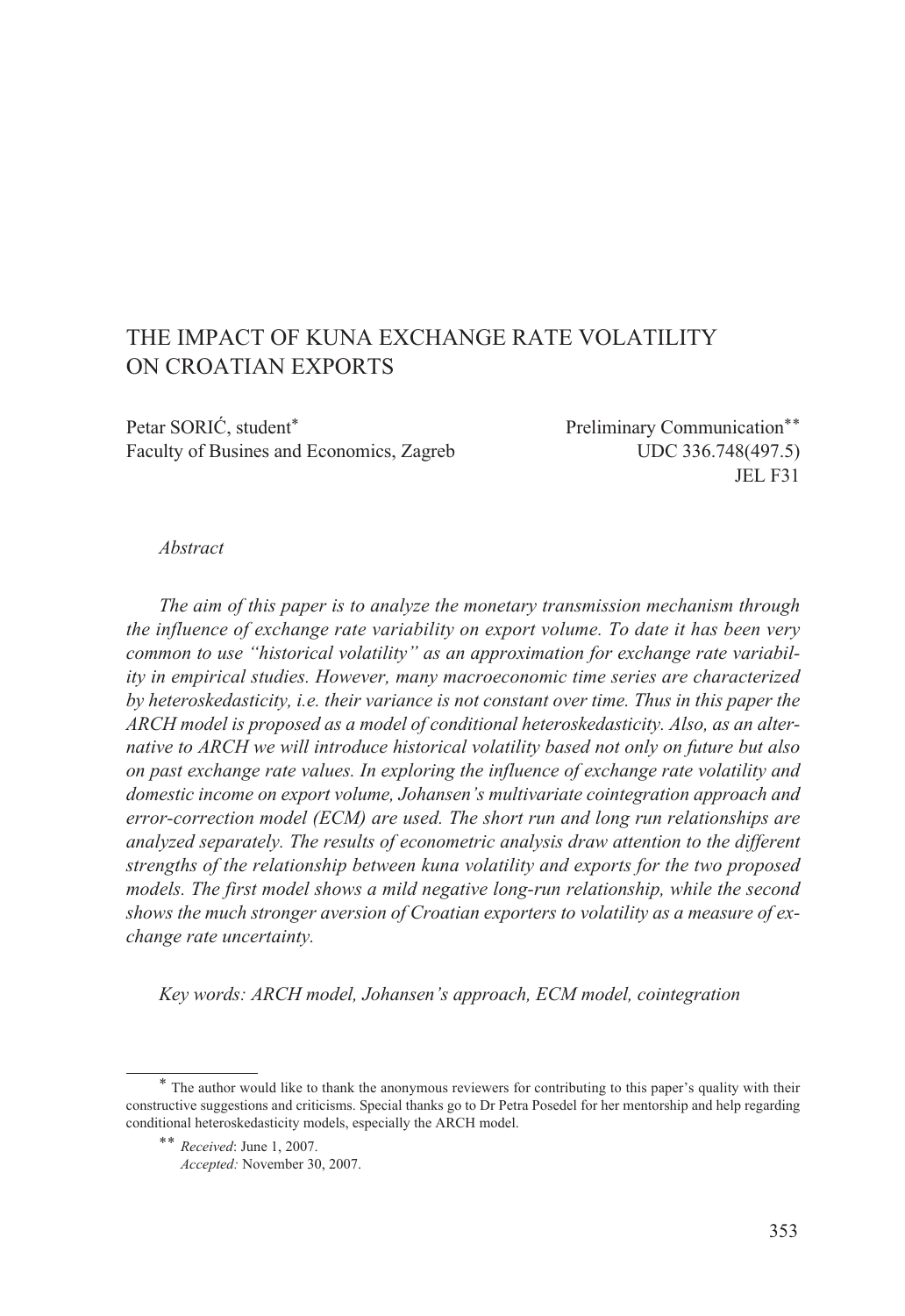# THE IMPACT OF KUNA EXCHANGE RATE VOLATILITY ON CROATIAN EXPORTS

Petar SORIĆ, student[*]
Faculty of Busines and Economics, Zagreb

Preliminary Communication[**]
UDC 336.748(497.5)
JEL F31

*Abstract*

*The aim of this paper is to analyze the monetary transmission mechanism through the influence of exchange rate variability on export volume. To date it has been very common to use "historical volatility" as an approximation for exchange rate variability in empirical studies. However, many macroeconomic time series are characterized by heteroskedasticity, i.e. their variance is not constant over time. Thus in this paper the ARCH model is proposed as a model of conditional heteroskedasticity. Also, as an alternative to ARCH we will introduce historical volatility based not only on future but also on past exchange rate values. In exploring the influence of exchange rate volatility and domestic income on export volume, Johansen's multivariate cointegration approach and error-correction model (ECM) are used. The short run and long run relationships are analyzed separately. The results of econometric analysis draw attention to the different strengths of the relationship between kuna volatility and exports for the two proposed models. The first model shows a mild negative long-run relationship, while the second shows the much stronger aversion of Croatian exporters to volatility as a measure of exchange rate uncertainty.*

*Key words: ARCH model, Johansen's approach, ECM model, cointegration*

[*] The author would like to thank the anonymous reviewers for contributing to this paper's quality with their constructive suggestions and criticisms. Special thanks go to Dr Petra Posedel for her mentorship and help regarding conditional heteroskedasticity models, especially the ARCH model.

[**] *Received*: June 1, 2007.
*Accepted:* November 30, 2007.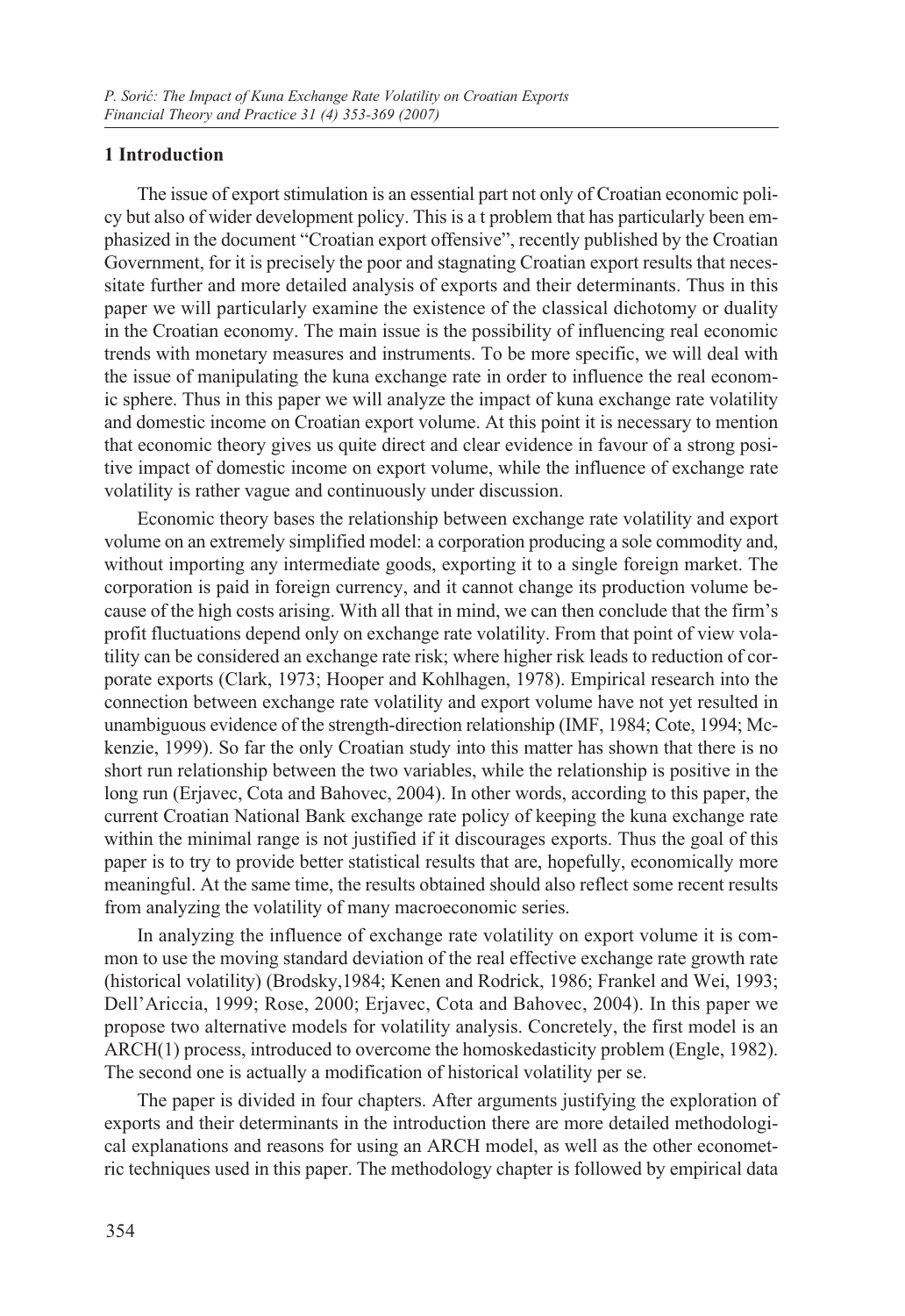## 1 Introduction

The issue of export stimulation is an essential part not only of Croatian economic policy but also of wider development policy. This is a t problem that has particularly been emphasized in the document "Croatian export offensive", recently published by the Croatian Government, for it is precisely the poor and stagnating Croatian export results that necessitate further and more detailed analysis of exports and their determinants. Thus in this paper we will particularly examine the existence of the classical dichotomy or duality in the Croatian economy. The main issue is the possibility of influencing real economic trends with monetary measures and instruments. To be more specific, we will deal with the issue of manipulating the kuna exchange rate in order to influence the real economic sphere. Thus in this paper we will analyze the impact of kuna exchange rate volatility and domestic income on Croatian export volume. At this point it is necessary to mention that economic theory gives us quite direct and clear evidence in favour of a strong positive impact of domestic income on export volume, while the influence of exchange rate volatility is rather vague and continuously under discussion.

Economic theory bases the relationship between exchange rate volatility and export volume on an extremely simplified model: a corporation producing a sole commodity and, without importing any intermediate goods, exporting it to a single foreign market. The corporation is paid in foreign currency, and it cannot change its production volume because of the high costs arising. With all that in mind, we can then conclude that the firm's profit fluctuations depend only on exchange rate volatility. From that point of view volatility can be considered an exchange rate risk; where higher risk leads to reduction of corporate exports (Clark, 1973; Hooper and Kohlhagen, 1978). Empirical research into the connection between exchange rate volatility and export volume have not yet resulted in unambiguous evidence of the strength-direction relationship (IMF, 1984; Cote, 1994; Mckenzie, 1999). So far the only Croatian study into this matter has shown that there is no short run relationship between the two variables, while the relationship is positive in the long run (Erjavec, Cota and Bahovec, 2004). In other words, according to this paper, the current Croatian National Bank exchange rate policy of keeping the kuna exchange rate within the minimal range is not justified if it discourages exports. Thus the goal of this paper is to try to provide better statistical results that are, hopefully, economically more meaningful. At the same time, the results obtained should also reflect some recent results from analyzing the volatility of many macroeconomic series.

In analyzing the influence of exchange rate volatility on export volume it is common to use the moving standard deviation of the real effective exchange rate growth rate (historical volatility) (Brodsky,1984; Kenen and Rodrick, 1986; Frankel and Wei, 1993; Dell'Ariccia, 1999; Rose, 2000; Erjavec, Cota and Bahovec, 2004). In this paper we propose two alternative models for volatility analysis. Concretely, the first model is an ARCH(1) process, introduced to overcome the homoskedasticity problem (Engle, 1982). The second one is actually a modification of historical volatility per se.

The paper is divided in four chapters. After arguments justifying the exploration of exports and their determinants in the introduction there are more detailed methodological explanations and reasons for using an ARCH model, as well as the other econometric techniques used in this paper. The methodology chapter is followed by empirical data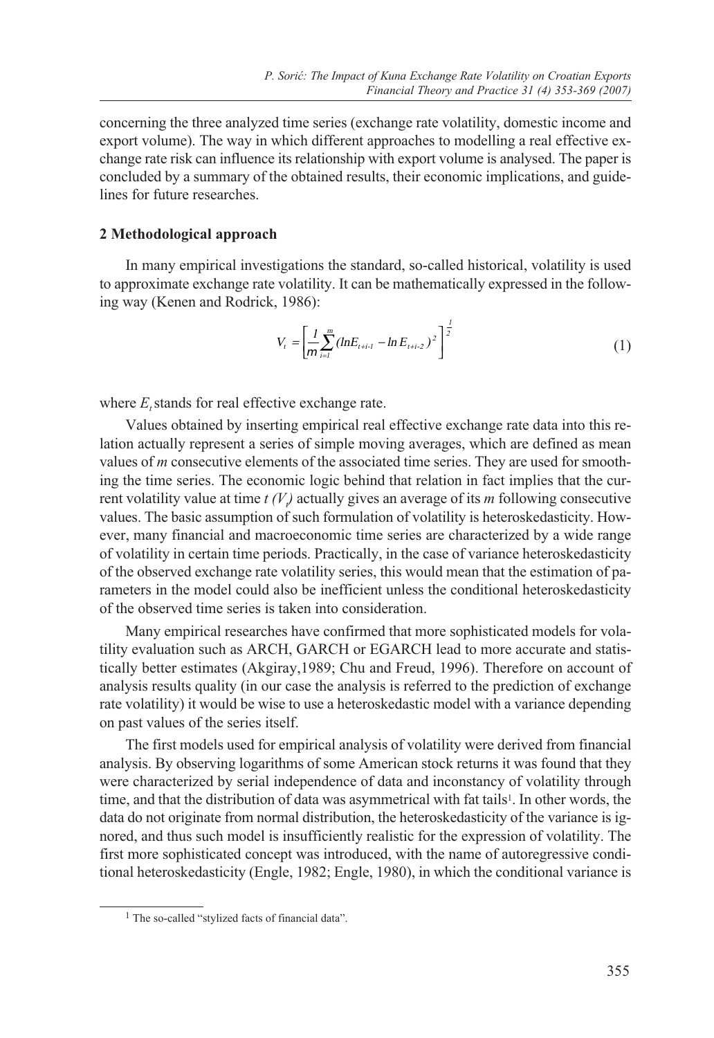concerning the three analyzed time series (exchange rate volatility, domestic income and export volume). The way in which different approaches to modelling a real effective exchange rate risk can influence its relationship with export volume is analysed. The paper is concluded by a summary of the obtained results, their economic implications, and guidelines for future researches.

## 2 Methodological approach

In many empirical investigations the standard, so-called historical, volatility is used to approximate exchange rate volatility. It can be mathematically expressed in the following way (Kenen and Rodrick, 1986):

$$V_t = \left[ \frac{1}{m} \sum_{i=1}^{m} (\ln E_{t+i-1} - \ln E_{t+i-2})^2 \right]^{\frac{1}{2}} \tag{1}$$

where $E_t$ stands for real effective exchange rate.

Values obtained by inserting empirical real effective exchange rate data into this relation actually represent a series of simple moving averages, which are defined as mean values of *m* consecutive elements of the associated time series. They are used for smoothing the time series. The economic logic behind that relation in fact implies that the current volatility value at time *t* ($V_t$) actually gives an average of its *m* following consecutive values. The basic assumption of such formulation of volatility is heteroskedasticity. However, many financial and macroeconomic time series are characterized by a wide range of volatility in certain time periods. Practically, in the case of variance heteroskedasticity of the observed exchange rate volatility series, this would mean that the estimation of parameters in the model could also be inefficient unless the conditional heteroskedasticity of the observed time series is taken into consideration.

Many empirical researches have confirmed that more sophisticated models for volatility evaluation such as ARCH, GARCH or EGARCH lead to more accurate and statistically better estimates (Akgiray,1989; Chu and Freud, 1996). Therefore on account of analysis results quality (in our case the analysis is referred to the prediction of exchange rate volatility) it would be wise to use a heteroskedastic model with a variance depending on past values of the series itself.

The first models used for empirical analysis of volatility were derived from financial analysis. By observing logarithms of some American stock returns it was found that they were characterized by serial independence of data and inconstancy of volatility through time, and that the distribution of data was asymmetrical with fat tails[1]. In other words, the data do not originate from normal distribution, the heteroskedasticity of the variance is ignored, and thus such model is insufficiently realistic for the expression of volatility. The first more sophisticated concept was introduced, with the name of autoregressive conditional heteroskedasticity (Engle, 1982; Engle, 1980), in which the conditional variance is

[1] The so-called "stylized facts of financial data".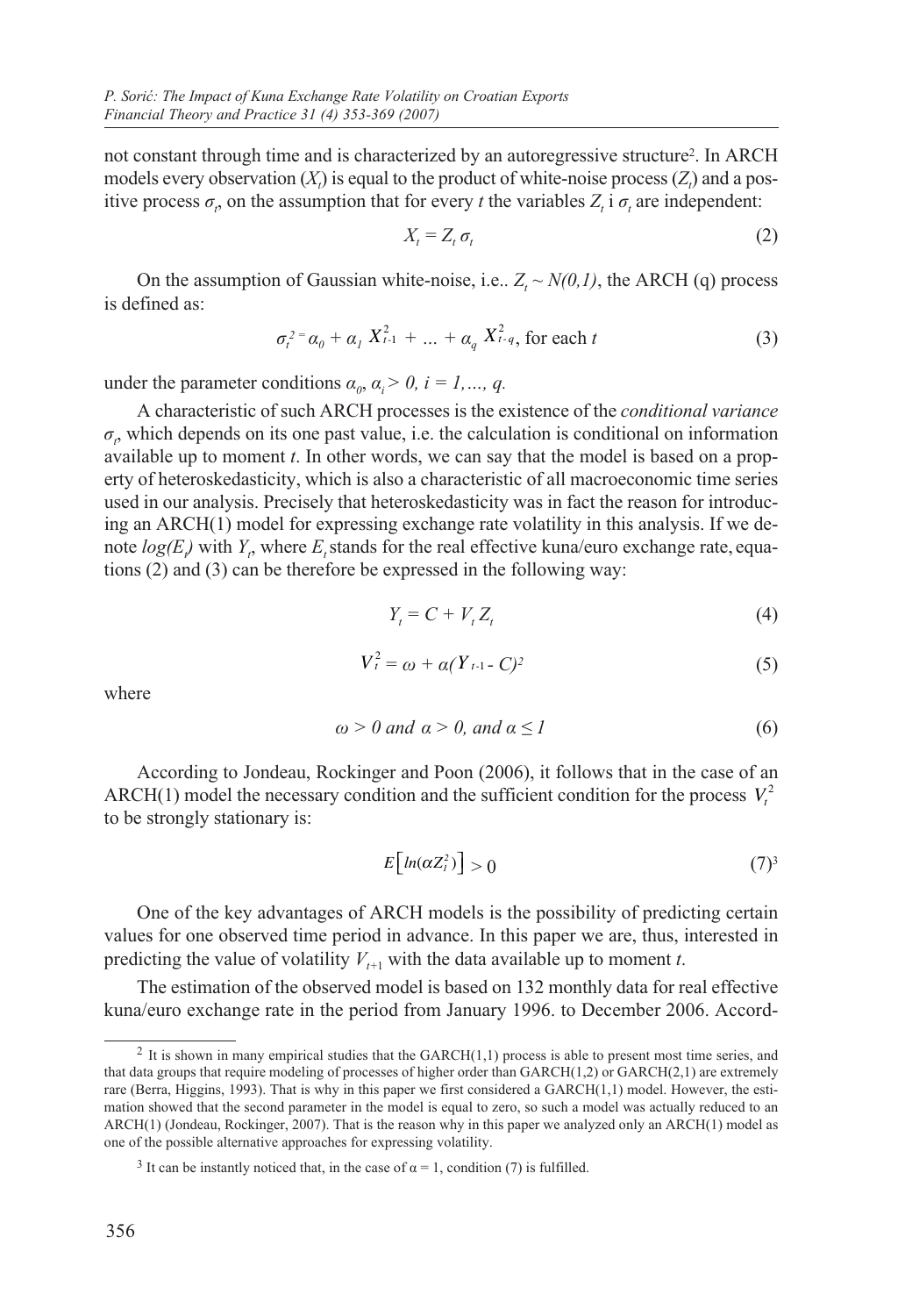not constant through time and is characterized by an autoregressive structure[2]. In ARCH models every observation ($X_t$) is equal to the product of white-noise process ($Z_t$) and a positive process $\sigma_t$, on the assumption that for every *t* the variables $Z_t$ i $\sigma_t$ are independent:

$$X_t = Z_t \sigma_t \tag{2}$$

On the assumption of Gaussian white-noise, i.e.. $Z_t \sim N(0,1)$, the ARCH (q) process is defined as:

$$\sigma_t^2 = \alpha_0 + \alpha_1 X_{t-1}^2 + \ldots + \alpha_q X_{t-q}^2, \text{ for each } t \tag{3}$$

under the parameter conditions $\alpha_0, \alpha_i > 0, i = 1,\ldots, q.$

A characteristic of such ARCH processes is the existence of the *conditional variance* $\sigma_t$, which depends on its one past value, i.e. the calculation is conditional on information available up to moment *t*. In other words, we can say that the model is based on a property of heteroskedasticity, which is also a characteristic of all macroeconomic time series used in our analysis. Precisely that heteroskedasticity was in fact the reason for introducing an ARCH(1) model for expressing exchange rate volatility in this analysis. If we denote $log(E_t)$ with $Y_t$, where $E_t$ stands for the real effective kuna/euro exchange rate, equations (2) and (3) can be therefore be expressed in the following way:

$$Y_t = C + V_t Z_t \tag{4}$$

$$V_t^2 = \omega + \alpha(Y_{t-1} - C)^2 \tag{5}$$

where

$$\omega > 0 \text{ and } \alpha > 0, \text{ and } \alpha \leq 1 \tag{6}$$

According to Jondeau, Rockinger and Poon (2006), it follows that in the case of an ARCH(1) model the necessary condition and the sufficient condition for the process $V_t^2$ to be strongly stationary is:

$$E\left[ln(\alpha Z_t^2)\right] > 0 \tag{7}$$[3]

One of the key advantages of ARCH models is the possibility of predicting certain values for one observed time period in advance. In this paper we are, thus, interested in predicting the value of volatility $V_{t+1}$ with the data available up to moment *t*.

The estimation of the observed model is based on 132 monthly data for real effective kuna/euro exchange rate in the period from January 1996. to December 2006. Accord-

---

[2] It is shown in many empirical studies that the GARCH(1,1) process is able to present most time series, and that data groups that require modeling of processes of higher order than GARCH(1,2) or GARCH(2,1) are extremely rare (Berra, Higgins, 1993). That is why in this paper we first considered a GARCH(1,1) model. However, the estimation showed that the second parameter in the model is equal to zero, so such a model was actually reduced to an ARCH(1) (Jondeau, Rockinger, 2007). That is the reason why in this paper we analyzed only an ARCH(1) model as one of the possible alternative approaches for expressing volatility.

[3] It can be instantly noticed that, in the case of $\alpha = 1$, condition (7) is fulfilled.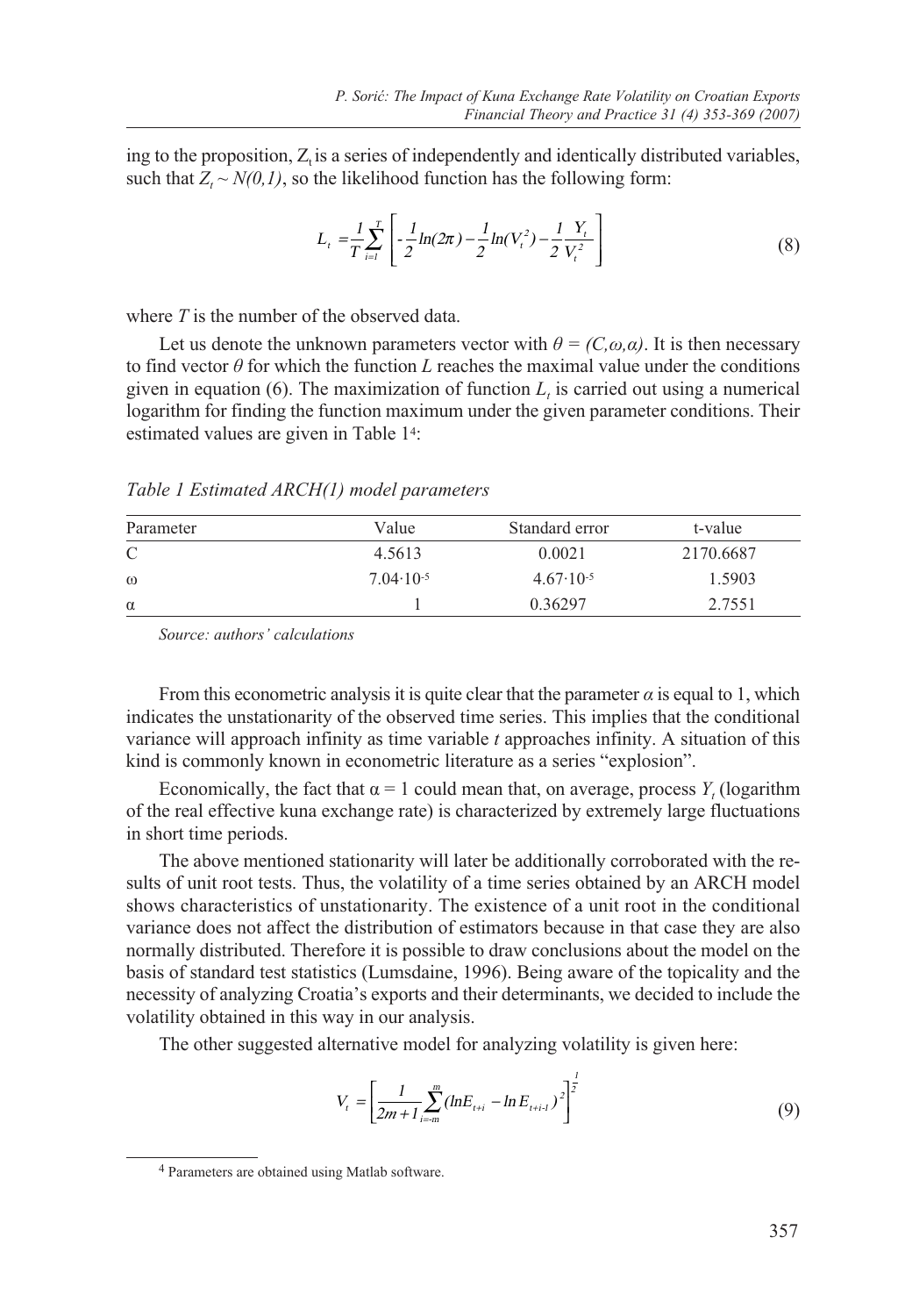ing to the proposition, $Z_t$ is a series of independently and identically distributed variables, such that $Z_t \sim N(0,1)$, so the likelihood function has the following form:

$$L_t = \frac{1}{T}\sum_{i=1}^{T}\left[-\frac{1}{2}ln(2\pi) - \frac{1}{2}ln(V_t^2) - \frac{1}{2}\frac{Y_t}{V_t^2}\right] \tag{8}$$

where $T$ is the number of the observed data.

Let us denote the unknown parameters vector with $\theta = (C,\omega,\alpha)$. It is then necessary to find vector $\theta$ for which the function $L$ reaches the maximal value under the conditions given in equation (6). The maximization of function $L_t$ is carried out using a numerical logarithm for finding the function maximum under the given parameter conditions. Their estimated values are given in Table 1[4]:

*Table 1 Estimated ARCH(1) model parameters*

| Parameter | Value | Standard error | t-value |
|---|---|---|---|
| C | 4.5613 | 0.0021 | 2170.6687 |
| ω | $7.04 \cdot 10^{-5}$ | $4.67 \cdot 10^{-5}$ | 1.5903 |
| α | 1 | 0.36297 | 2.7551 |

*Source: authors' calculations*

From this econometric analysis it is quite clear that the parameter $\alpha$ is equal to 1, which indicates the unstationarity of the observed time series. This implies that the conditional variance will approach infinity as time variable $t$ approaches infinity. A situation of this kind is commonly known in econometric literature as a series "explosion".

Economically, the fact that $\alpha = 1$ could mean that, on average, process $Y_t$ (logarithm of the real effective kuna exchange rate) is characterized by extremely large fluctuations in short time periods.

The above mentioned stationarity will later be additionally corroborated with the results of unit root tests. Thus, the volatility of a time series obtained by an ARCH model shows characteristics of unstationarity. The existence of a unit root in the conditional variance does not affect the distribution of estimators because in that case they are also normally distributed. Therefore it is possible to draw conclusions about the model on the basis of standard test statistics (Lumsdaine, 1996). Being aware of the topicality and the necessity of analyzing Croatia's exports and their determinants, we decided to include the volatility obtained in this way in our analysis.

The other suggested alternative model for analyzing volatility is given here:

$$V_t = \left[\frac{1}{2m+1}\sum_{i=-m}^{m}(lnE_{t+i} - ln\,E_{t+i-1})^2\right]^{\frac{1}{2}} \tag{9}$$

---

[4] Parameters are obtained using Matlab software.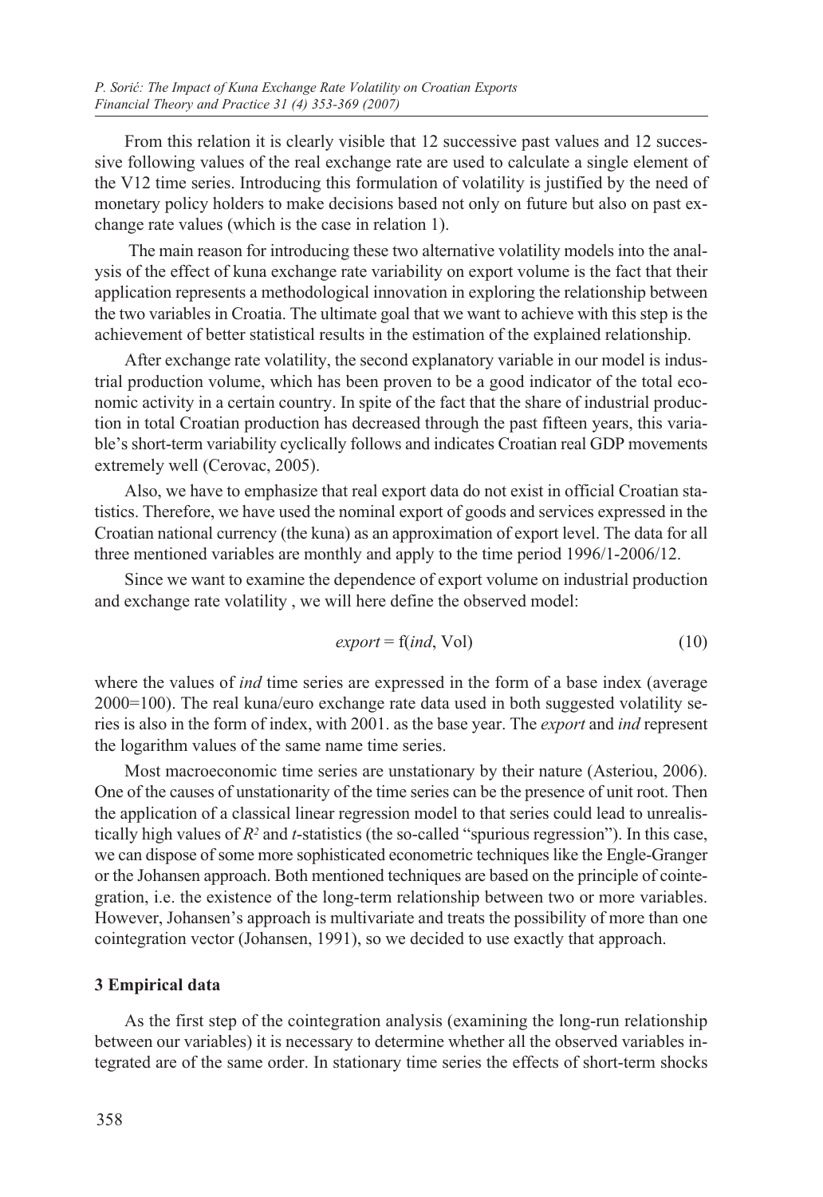From this relation it is clearly visible that 12 successive past values and 12 successive following values of the real exchange rate are used to calculate a single element of the V12 time series. Introducing this formulation of volatility is justified by the need of monetary policy holders to make decisions based not only on future but also on past exchange rate values (which is the case in relation 1).

The main reason for introducing these two alternative volatility models into the analysis of the effect of kuna exchange rate variability on export volume is the fact that their application represents a methodological innovation in exploring the relationship between the two variables in Croatia. The ultimate goal that we want to achieve with this step is the achievement of better statistical results in the estimation of the explained relationship.

After exchange rate volatility, the second explanatory variable in our model is industrial production volume, which has been proven to be a good indicator of the total economic activity in a certain country. In spite of the fact that the share of industrial production in total Croatian production has decreased through the past fifteen years, this variable's short-term variability cyclically follows and indicates Croatian real GDP movements extremely well (Cerovac, 2005).

Also, we have to emphasize that real export data do not exist in official Croatian statistics. Therefore, we have used the nominal export of goods and services expressed in the Croatian national currency (the kuna) as an approximation of export level. The data for all three mentioned variables are monthly and apply to the time period 1996/1-2006/12.

Since we want to examine the dependence of export volume on industrial production and exchange rate volatility , we will here define the observed model:

$$export = \mathrm{f}(ind, \mathrm{Vol}) \tag{10}$$

where the values of *ind* time series are expressed in the form of a base index (average 2000=100). The real kuna/euro exchange rate data used in both suggested volatility series is also in the form of index, with 2001. as the base year. The *export* and *ind* represent the logarithm values of the same name time series.

Most macroeconomic time series are unstationary by their nature (Asteriou, 2006). One of the causes of unstationarity of the time series can be the presence of unit root. Then the application of a classical linear regression model to that series could lead to unrealistically high values of $R^2$ and $t$-statistics (the so-called "spurious regression"). In this case, we can dispose of some more sophisticated econometric techniques like the Engle-Granger or the Johansen approach. Both mentioned techniques are based on the principle of cointegration, i.e. the existence of the long-term relationship between two or more variables. However, Johansen's approach is multivariate and treats the possibility of more than one cointegration vector (Johansen, 1991), so we decided to use exactly that approach.

## 3 Empirical data

As the first step of the cointegration analysis (examining the long-run relationship between our variables) it is necessary to determine whether all the observed variables integrated are of the same order. In stationary time series the effects of short-term shocks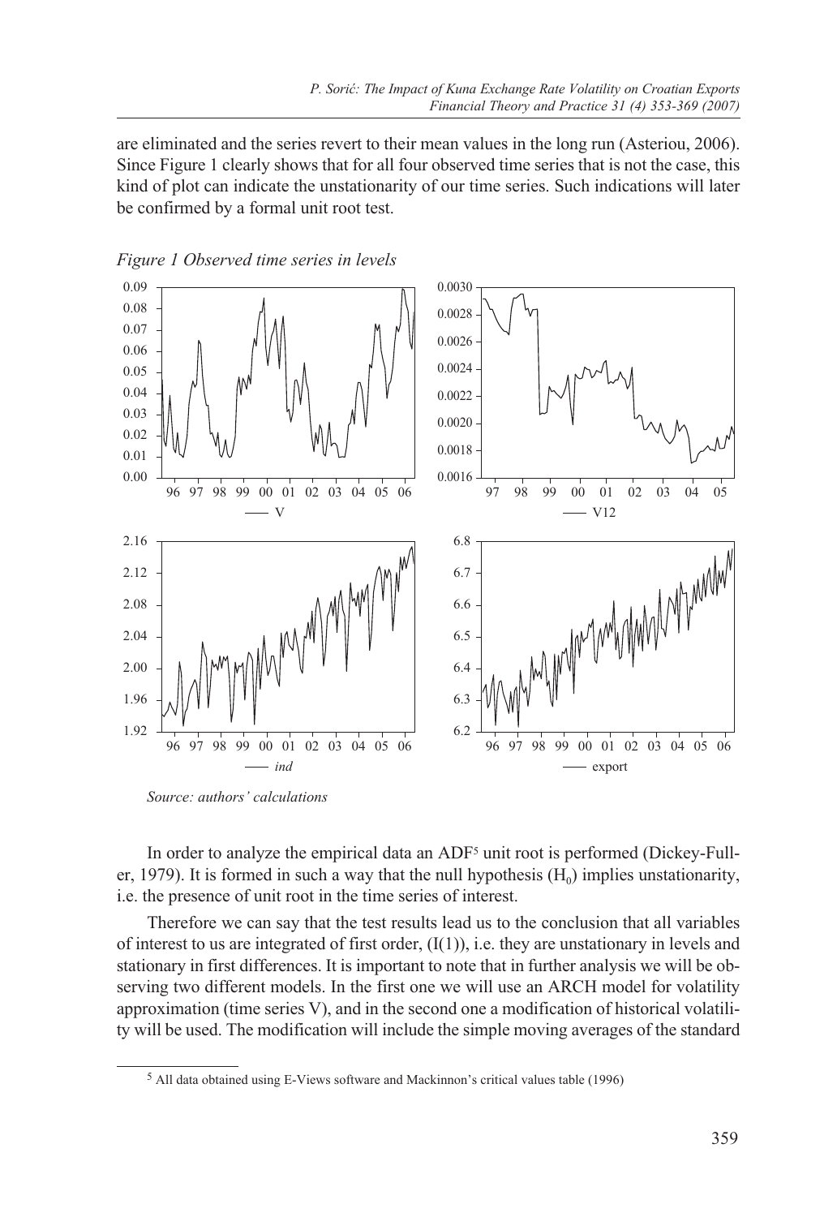are eliminated and the series revert to their mean values in the long run (Asteriou, 2006). Since Figure 1 clearly shows that for all four observed time series that is not the case, this kind of plot can indicate the unstationarity of our time series. Such indications will later be confirmed by a formal unit root test.

*Figure 1 Observed time series in levels*

*Source: authors' calculations*

In order to analyze the empirical data an ADF[5] unit root is performed (Dickey-Fuller, 1979). It is formed in such a way that the null hypothesis ($H_0$) implies unstationarity, i.e. the presence of unit root in the time series of interest.

Therefore we can say that the test results lead us to the conclusion that all variables of interest to us are integrated of first order, (I(1)), i.e. they are unstationary in levels and stationary in first differences. It is important to note that in further analysis we will be observing two different models. In the first one we will use an ARCH model for volatility approximation (time series V), and in the second one a modification of historical volatility will be used. The modification will include the simple moving averages of the standard

[5] All data obtained using E-Views software and Mackinnon's critical values table (1996)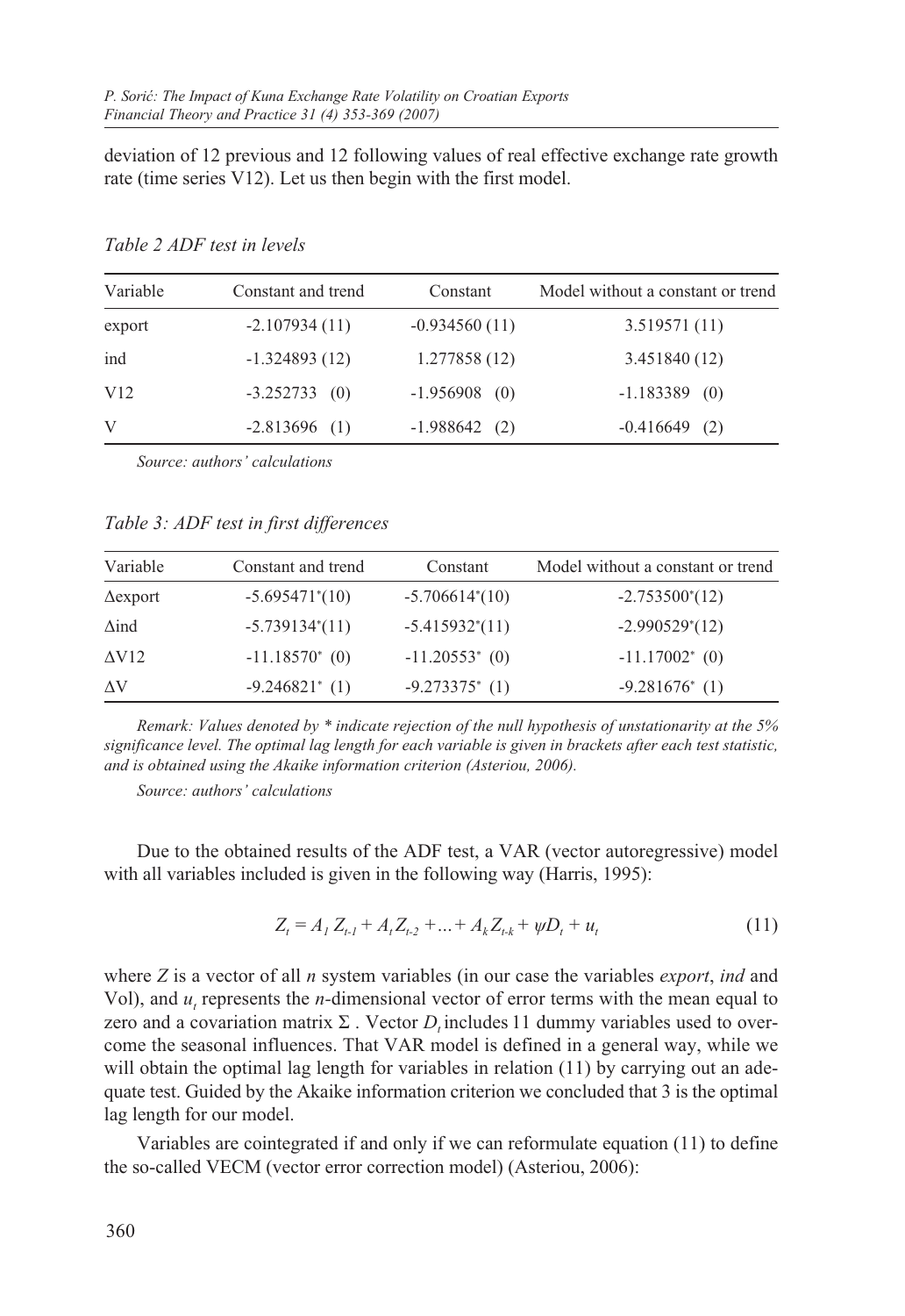deviation of 12 previous and 12 following values of real effective exchange rate growth rate (time series V12). Let us then begin with the first model.

*Table 2 ADF test in levels*

| Variable | Constant and trend | Constant | Model without a constant or trend |
|---|---|---|---|
| export | -2.107934 (11) | -0.934560 (11) | 3.519571 (11) |
| ind | -1.324893 (12) | 1.277858 (12) | 3.451840 (12) |
| V12 | -3.252733 (0) | -1.956908 (0) | -1.183389 (0) |
| V | -2.813696 (1) | -1.988642 (2) | -0.416649 (2) |

*Source: authors' calculations*

*Table 3: ADF test in first differences*

| Variable | Constant and trend | Constant | Model without a constant or trend |
|---|---|---|---|
| Δexport | -5.695471*(10) | -5.706614*(10) | -2.753500*(12) |
| Δind | -5.739134*(11) | -5.415932*(11) | -2.990529*(12) |
| ΔV12 | -11.18570* (0) | -11.20553* (0) | -11.17002* (0) |
| ΔV | -9.246821* (1) | -9.273375* (1) | -9.281676* (1) |

*Remark: Values denoted by * indicate rejection of the null hypothesis of unstationarity at the 5% significance level. The optimal lag length for each variable is given in brackets after each test statistic, and is obtained using the Akaike information criterion (Asteriou, 2006).*

*Source: authors' calculations*

Due to the obtained results of the ADF test, a VAR (vector autoregressive) model with all variables included is given in the following way (Harris, 1995):

$$Z_t = A_1 Z_{t-1} + A_t Z_{t-2} + \ldots + A_k Z_{t-k} + \psi D_t + u_t \tag{11}$$

where $Z$ is a vector of all $n$ system variables (in our case the variables *export*, *ind* and Vol), and $u_t$ represents the $n$-dimensional vector of error terms with the mean equal to zero and a covariation matrix $\Sigma$ . Vector $D_t$ includes 11 dummy variables used to overcome the seasonal influences. That VAR model is defined in a general way, while we will obtain the optimal lag length for variables in relation (11) by carrying out an adequate test. Guided by the Akaike information criterion we concluded that 3 is the optimal lag length for our model.

Variables are cointegrated if and only if we can reformulate equation (11) to define the so-called VECM (vector error correction model) (Asteriou, 2006):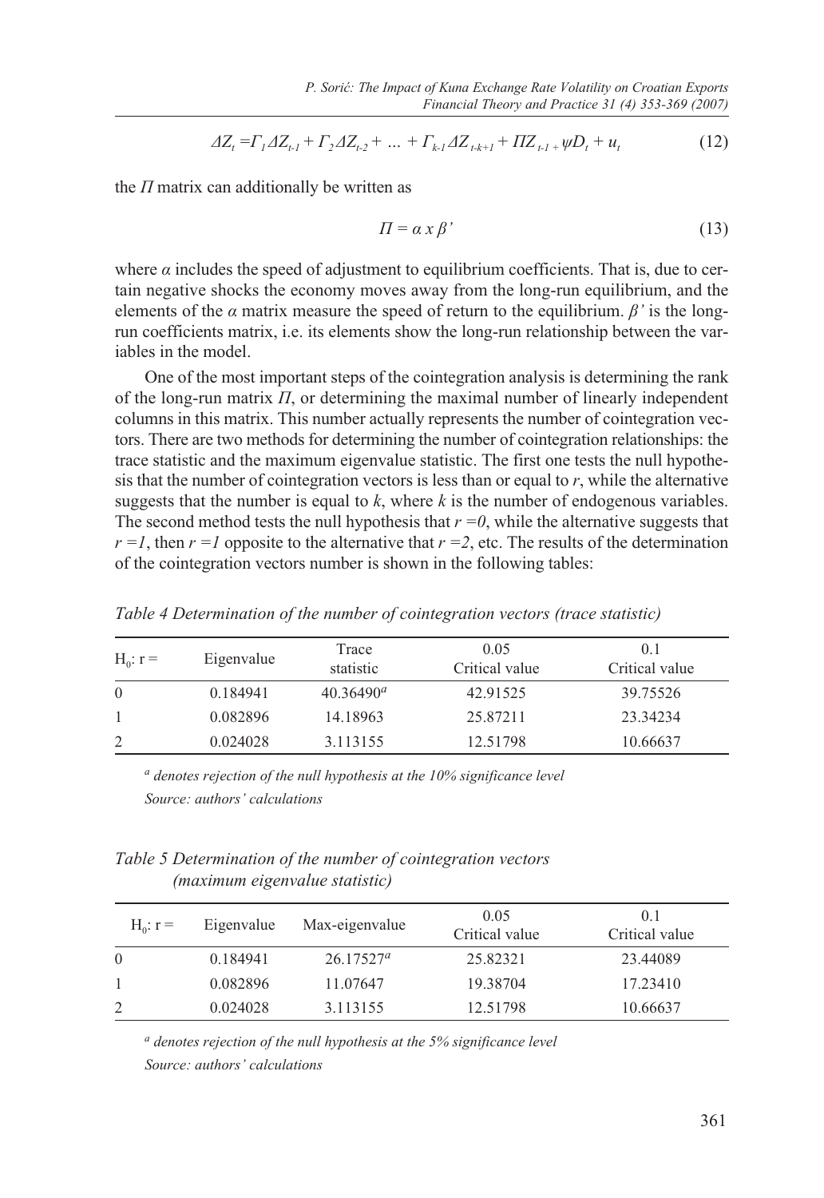$$\Delta Z_t = \Gamma_1 \Delta Z_{t-1} + \Gamma_2 \Delta Z_{t-2} + \ldots + \Gamma_{k-1} \Delta Z_{t-k+1} + \Pi Z_{t-1} + \psi D_t + u_t \tag{12}$$

the $\Pi$ matrix can additionally be written as

$$\Pi = \alpha \; x \; \beta' \tag{13}$$

where $\alpha$ includes the speed of adjustment to equilibrium coefficients. That is, due to certain negative shocks the economy moves away from the long-run equilibrium, and the elements of the $\alpha$ matrix measure the speed of return to the equilibrium. $\beta'$ is the long-run coefficients matrix, i.e. its elements show the long-run relationship between the variables in the model.

One of the most important steps of the cointegration analysis is determining the rank of the long-run matrix $\Pi$, or determining the maximal number of linearly independent columns in this matrix. This number actually represents the number of cointegration vectors. There are two methods for determining the number of cointegration relationships: the trace statistic and the maximum eigenvalue statistic. The first one tests the null hypothesis that the number of cointegration vectors is less than or equal to $r$, while the alternative suggests that the number is equal to $k$, where $k$ is the number of endogenous variables. The second method tests the null hypothesis that $r = 0$, while the alternative suggests that $r = 1$, then $r = 1$ opposite to the alternative that $r = 2$, etc. The results of the determination of the cointegration vectors number is shown in the following tables:

*Table 4 Determination of the number of cointegration vectors (trace statistic)*

| $H_0$: r = | Eigenvalue | Trace statistic | 0.05 Critical value | 0.1 Critical value |
|---|---|---|---|---|
| 0 | 0.184941 | 40.36490[a] | 42.91525 | 39.75526 |
| 1 | 0.082896 | 14.18963 | 25.87211 | 23.34234 |
| 2 | 0.024028 | 3.113155 | 12.51798 | 10.66637 |

*[a] denotes rejection of the null hypothesis at the 10% significance level*

*Source: authors' calculations*

*Table 5 Determination of the number of cointegration vectors (maximum eigenvalue statistic)*

| $H_0$: r = | Eigenvalue | Max-eigenvalue | 0.05 Critical value | 0.1 Critical value |
|---|---|---|---|---|
| 0 | 0.184941 | 26.17527[a] | 25.82321 | 23.44089 |
| 1 | 0.082896 | 11.07647 | 19.38704 | 17.23410 |
| 2 | 0.024028 | 3.113155 | 12.51798 | 10.66637 |

*[a] denotes rejection of the null hypothesis at the 5% significance level*

*Source: authors' calculations*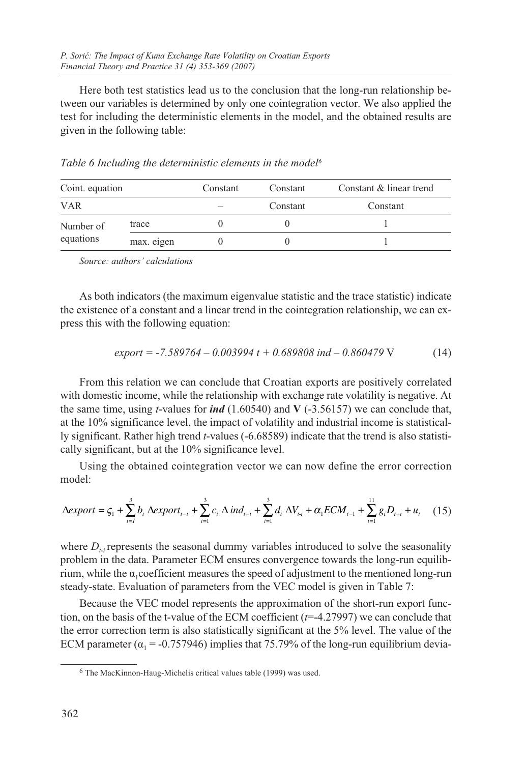Here both test statistics lead us to the conclusion that the long-run relationship between our variables is determined by only one cointegration vector. We also applied the test for including the deterministic elements in the model, and the obtained results are given in the following table:

*Table 6 Including the deterministic elements in the model*[6]

| Coint. equation | | Constant | Constant | Constant & linear trend |
|---|---|---|---|---|
| VAR | | – | Constant | Constant |
| Number of equations | trace | 0 | 0 | 1 |
| | max. eigen | 0 | 0 | 1 |

*Source: authors' calculations*

As both indicators (the maximum eigenvalue statistic and the trace statistic) indicate the existence of a constant and a linear trend in the cointegration relationship, we can express this with the following equation:

$$export = -7.589764 - 0.003994\ t + 0.689808\ ind - 0.860479\ \mathrm{V} \quad (14)$$

From this relation we can conclude that Croatian exports are positively correlated with domestic income, while the relationship with exchange rate volatility is negative. At the same time, using *t*-values for ***ind*** (1.60540) and **V** (-3.56157) we can conclude that, at the 10% significance level, the impact of volatility and industrial income is statistically significant. Rather high trend *t*-values (-6.68589) indicate that the trend is also statistically significant, but at the 10% significance level.

Using the obtained cointegration vector we can now define the error correction model:

$$\Delta export = \varsigma_1 + \sum_{i=1}^{3} b_i\ \Delta export_{t-i} + \sum_{i=1}^{3} c_i\ \Delta\, ind_{t-i} + \sum_{i=1}^{3} d_i\ \Delta V_{t-i} + \alpha_1 ECM_{t-1} + \sum_{i=1}^{11} g_i D_{t-i} + u_t \quad (15)$$

where $D_{t-i}$ represents the seasonal dummy variables introduced to solve the seasonality problem in the data. Parameter ECM ensures convergence towards the long-run equilibrium, while the $\alpha_1$ coefficient measures the speed of adjustment to the mentioned long-run steady-state. Evaluation of parameters from the VEC model is given in Table 7:

Because the VEC model represents the approximation of the short-run export function, on the basis of the t-value of the ECM coefficient ($t$=-4.27997) we can conclude that the error correction term is also statistically significant at the 5% level. The value of the ECM parameter ($\alpha_1$ = -0.757946) implies that 75.79% of the long-run equilibrium devia-

[6] The MacKinnon-Haug-Michelis critical values table (1999) was used.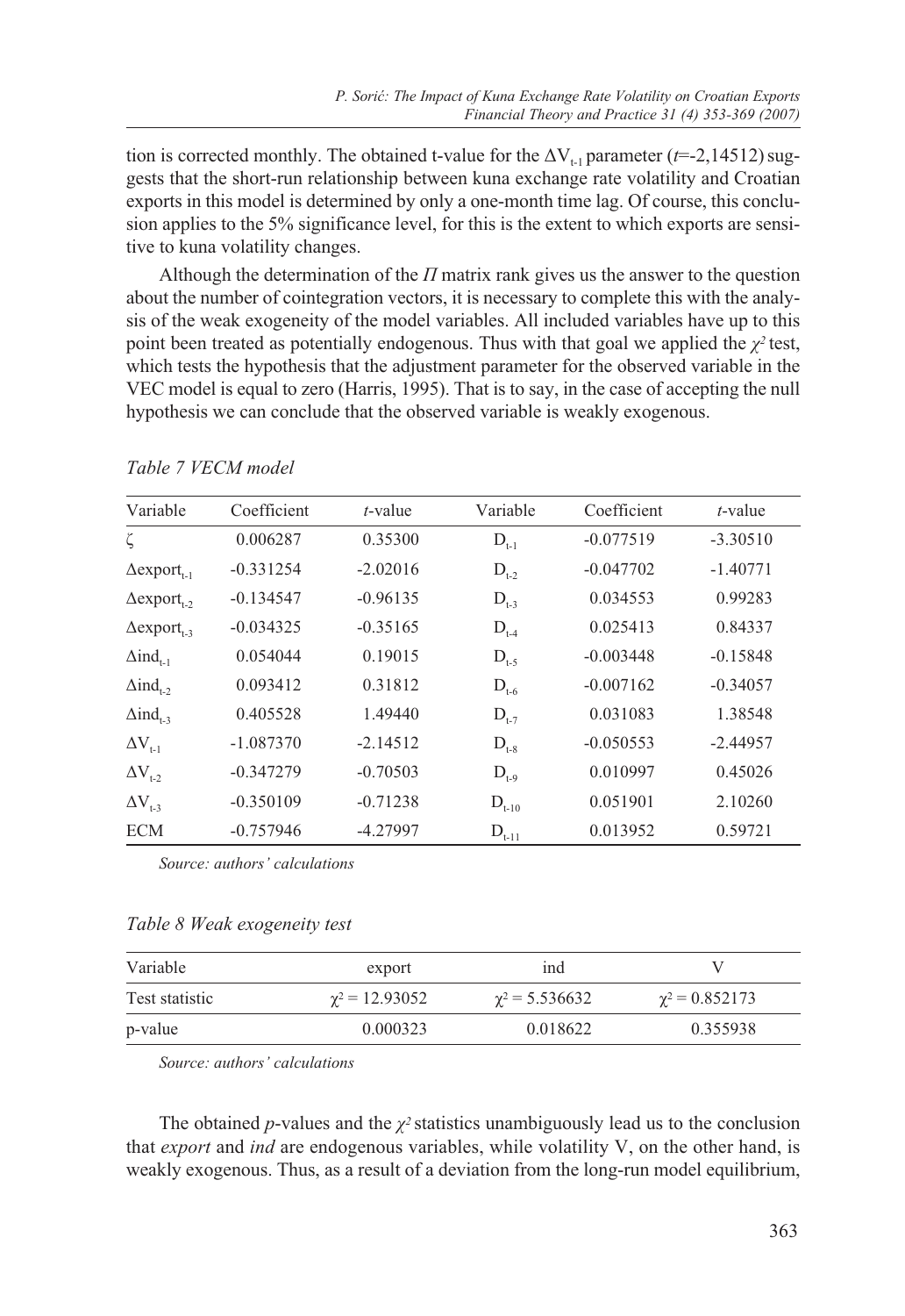tion is corrected monthly. The obtained t-value for the $\Delta V_{t-1}$ parameter ($t$=-2,14512) suggests that the short-run relationship between kuna exchange rate volatility and Croatian exports in this model is determined by only a one-month time lag. Of course, this conclusion applies to the 5% significance level, for this is the extent to which exports are sensitive to kuna volatility changes.

Although the determination of the $\Pi$ matrix rank gives us the answer to the question about the number of cointegration vectors, it is necessary to complete this with the analysis of the weak exogeneity of the model variables. All included variables have up to this point been treated as potentially endogenous. Thus with that goal we applied the $\chi^2$ test, which tests the hypothesis that the adjustment parameter for the observed variable in the VEC model is equal to zero (Harris, 1995). That is to say, in the case of accepting the null hypothesis we can conclude that the observed variable is weakly exogenous.

*Table 7 VECM model*

| Variable | Coefficient | *t*-value | Variable | Coefficient | *t*-value |
|---|---|---|---|---|---|
| $\zeta$ | 0.006287 | 0.35300 | $D_{t-1}$ | -0.077519 | -3.30510 |
| $\Delta export_{t-1}$ | -0.331254 | -2.02016 | $D_{t-2}$ | -0.047702 | -1.40771 |
| $\Delta export_{t-2}$ | -0.134547 | -0.96135 | $D_{t-3}$ | 0.034553 | 0.99283 |
| $\Delta export_{t-3}$ | -0.034325 | -0.35165 | $D_{t-4}$ | 0.025413 | 0.84337 |
| $\Delta ind_{t-1}$ | 0.054044 | 0.19015 | $D_{t-5}$ | -0.003448 | -0.15848 |
| $\Delta ind_{t-2}$ | 0.093412 | 0.31812 | $D_{t-6}$ | -0.007162 | -0.34057 |
| $\Delta ind_{t-3}$ | 0.405528 | 1.49440 | $D_{t-7}$ | 0.031083 | 1.38548 |
| $\Delta V_{t-1}$ | -1.087370 | -2.14512 | $D_{t-8}$ | -0.050553 | -2.44957 |
| $\Delta V_{t-2}$ | -0.347279 | -0.70503 | $D_{t-9}$ | 0.010997 | 0.45026 |
| $\Delta V_{t-3}$ | -0.350109 | -0.71238 | $D_{t-10}$ | 0.051901 | 2.10260 |
| ECM | -0.757946 | -4.27997 | $D_{t-11}$ | 0.013952 | 0.59721 |

*Source: authors' calculations*

*Table 8 Weak exogeneity test*

| Variable | export | ind | V |
|---|---|---|---|
| Test statistic | $\chi^2 = 12.93052$ | $\chi^2 = 5.536632$ | $\chi^2 = 0.852173$ |
| p-value | 0.000323 | 0.018622 | 0.355938 |

*Source: authors' calculations*

The obtained $p$-values and the $\chi^2$ statistics unambiguously lead us to the conclusion that *export* and *ind* are endogenous variables, while volatility V, on the other hand, is weakly exogenous. Thus, as a result of a deviation from the long-run model equilibrium,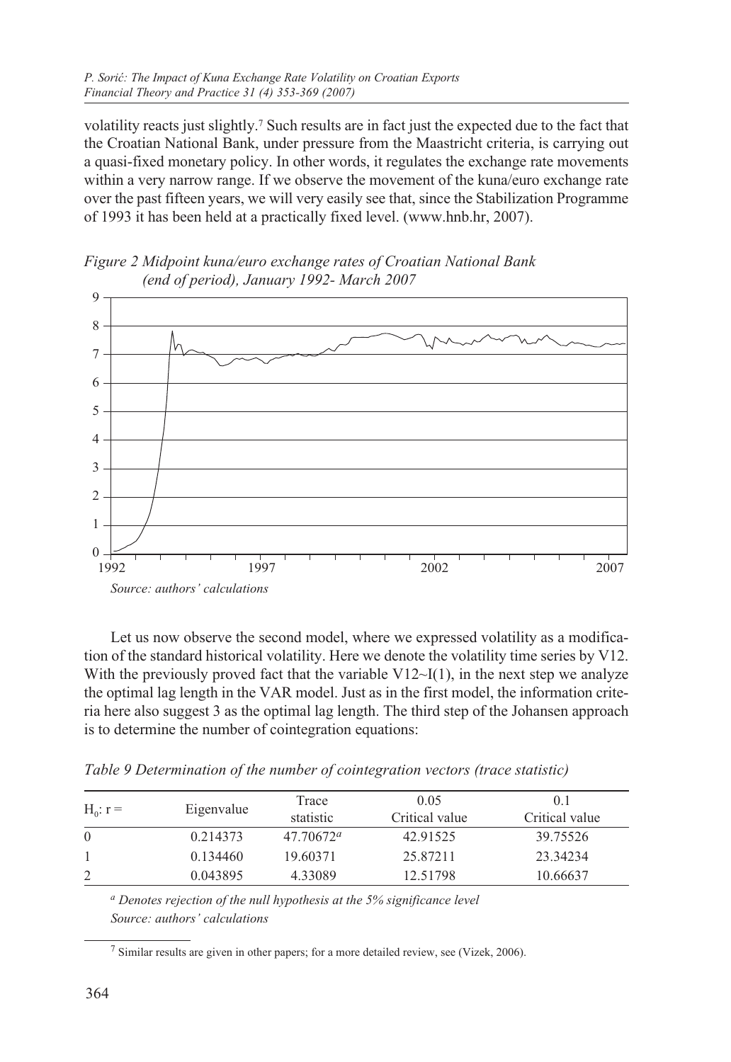volatility reacts just slightly.[7] Such results are in fact just the expected due to the fact that the Croatian National Bank, under pressure from the Maastricht criteria, is carrying out a quasi-fixed monetary policy. In other words, it regulates the exchange rate movements within a very narrow range. If we observe the movement of the kuna/euro exchange rate over the past fifteen years, we will very easily see that, since the Stabilization Programme of 1993 it has been held at a practically fixed level. (www.hnb.hr, 2007).

*Figure 2 Midpoint kuna/euro exchange rates of Croatian National Bank (end of period), January 1992- March 2007*

*Source: authors' calculations*

Let us now observe the second model, where we expressed volatility as a modification of the standard historical volatility. Here we denote the volatility time series by V12. With the previously proved fact that the variable V12~I(1), in the next step we analyze the optimal lag length in the VAR model. Just as in the first model, the information criteria here also suggest 3 as the optimal lag length. The third step of the Johansen approach is to determine the number of cointegration equations:

*Table 9 Determination of the number of cointegration vectors (trace statistic)*

| $H_0$: r = | Eigenvalue | Trace statistic | 0.05 Critical value | 0.1 Critical value |
|---|---|---|---|---|
| 0 | 0.214373 | 47.70672[a] | 42.91525 | 39.75526 |
| 1 | 0.134460 | 19.60371 | 25.87211 | 23.34234 |
| 2 | 0.043895 | 4.33089 | 12.51798 | 10.66637 |

[a] *Denotes rejection of the null hypothesis at the 5% significance level*

*Source: authors' calculations*

[7] Similar results are given in other papers; for a more detailed review, see (Vizek, 2006).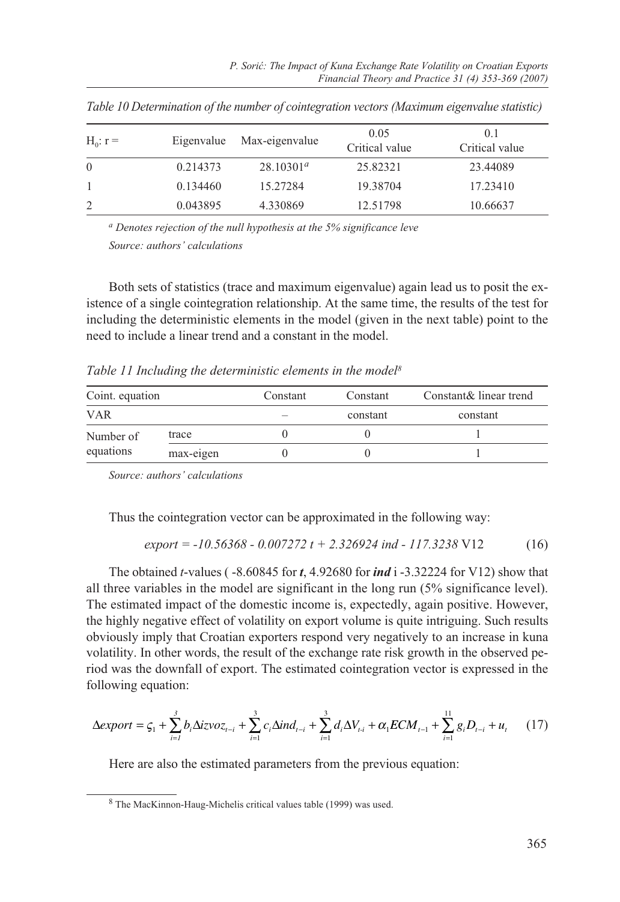*Table 10 Determination of the number of cointegration vectors (Maximum eigenvalue statistic)*

| $H_0$: r = | Eigenvalue | Max-eigenvalue | 0.05 Critical value | 0.1 Critical value |
|---|---|---|---|---|
| 0 | 0.214373 | 28.10301[a] | 25.82321 | 23.44089 |
| 1 | 0.134460 | 15.27284 | 19.38704 | 17.23410 |
| 2 | 0.043895 | 4.330869 | 12.51798 | 10.66637 |

[a] *Denotes rejection of the null hypothesis at the 5% significance leve*

*Source: authors' calculations*

Both sets of statistics (trace and maximum eigenvalue) again lead us to posit the existence of a single cointegration relationship. At the same time, the results of the test for including the deterministic elements in the model (given in the next table) point to the need to include a linear trend and a constant in the model.

*Table 11 Including the deterministic elements in the model*[8]

| Coint. equation | | Constant | Constant | Constant& linear trend |
|---|---|---|---|---|
| VAR | | – | constant | constant |
| Number of equations | trace | 0 | 0 | 1 |
| | max-eigen | 0 | 0 | 1 |

*Source: authors' calculations*

Thus the cointegration vector can be approximated in the following way:

$$export = -10.56368 - 0.007272\, t + 2.326924\, ind - 117.3238\, \text{V12} \tag{16}$$

The obtained *t*-values ( -8.60845 for ***t***, 4.92680 for ***ind*** i -3.32224 for V12) show that all three variables in the model are significant in the long run (5% significance level). The estimated impact of the domestic income is, expectedly, again positive. However, the highly negative effect of volatility on export volume is quite intriguing. Such results obviously imply that Croatian exporters respond very negatively to an increase in kuna volatility. In other words, the result of the exchange rate risk growth in the observed period was the downfall of export. The estimated cointegration vector is expressed in the following equation:

$$\Delta export = \varsigma_1 + \sum_{i=1}^{3} b_i \Delta izvoz_{t-i} + \sum_{i=1}^{3} c_i \Delta ind_{t-i} + \sum_{i=1}^{3} d_i \Delta V_{t-i} + \alpha_1 ECM_{t-1} + \sum_{i=1}^{11} g_i D_{t-i} + u_t \tag{17}$$

Here are also the estimated parameters from the previous equation:

[8] The MacKinnon-Haug-Michelis critical values table (1999) was used.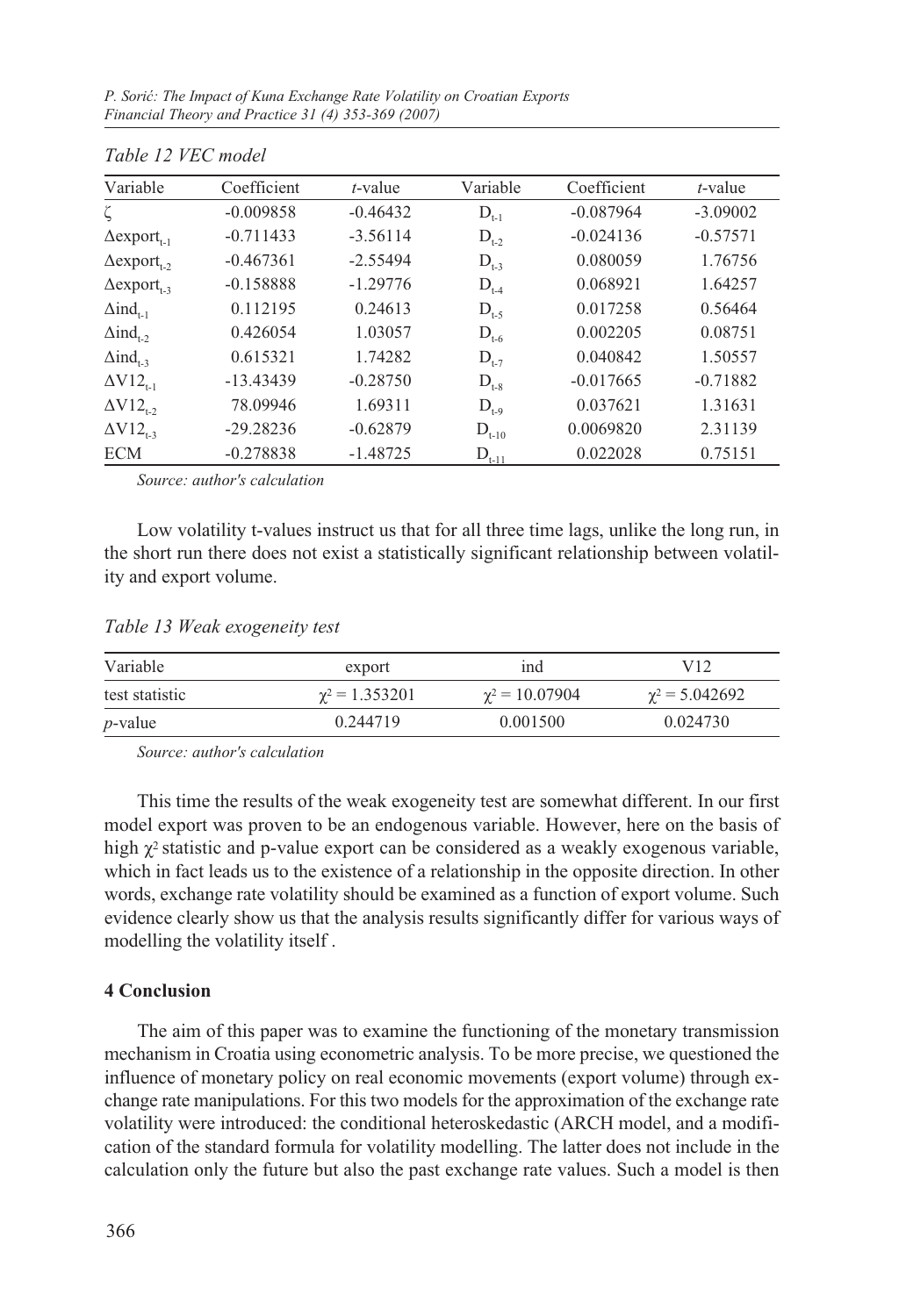*Table 12 VEC model*

| Variable | Coefficient | *t*-value | Variable | Coefficient | *t*-value |
|---|---|---|---|---|---|
| $\zeta$ | -0.009858 | -0.46432 | $D_{t-1}$ | -0.087964 | -3.09002 |
| $\Delta export_{t-1}$ | -0.711433 | -3.56114 | $D_{t-2}$ | -0.024136 | -0.57571 |
| $\Delta export_{t-2}$ | -0.467361 | -2.55494 | $D_{t-3}$ | 0.080059 | 1.76756 |
| $\Delta export_{t-3}$ | -0.158888 | -1.29776 | $D_{t-4}$ | 0.068921 | 1.64257 |
| $\Delta ind_{t-1}$ | 0.112195 | 0.24613 | $D_{t-5}$ | 0.017258 | 0.56464 |
| $\Delta ind_{t-2}$ | 0.426054 | 1.03057 | $D_{t-6}$ | 0.002205 | 0.08751 |
| $\Delta ind_{t-3}$ | 0.615321 | 1.74282 | $D_{t-7}$ | 0.040842 | 1.50557 |
| $\Delta V12_{t-1}$ | -13.43439 | -0.28750 | $D_{t-8}$ | -0.017665 | -0.71882 |
| $\Delta V12_{t-2}$ | 78.09946 | 1.69311 | $D_{t-9}$ | 0.037621 | 1.31631 |
| $\Delta V12_{t-3}$ | -29.28236 | -0.62879 | $D_{t-10}$ | 0.0069820 | 2.31139 |
| ECM | -0.278838 | -1.48725 | $D_{t-11}$ | 0.022028 | 0.75151 |

*Source: author's calculation*

Low volatility t-values instruct us that for all three time lags, unlike the long run, in the short run there does not exist a statistically significant relationship between volatility and export volume.

*Table 13 Weak exogeneity test*

| Variable | export | ind | V12 |
|---|---|---|---|
| test statistic | $\chi^2 = 1.353201$ | $\chi^2 = 10.07904$ | $\chi^2 = 5.042692$ |
| *p*-value | 0.244719 | 0.001500 | 0.024730 |

*Source: author's calculation*

This time the results of the weak exogeneity test are somewhat different. In our first model export was proven to be an endogenous variable. However, here on the basis of high $\chi^2$ statistic and p-value export can be considered as a weakly exogenous variable, which in fact leads us to the existence of a relationship in the opposite direction. In other words, exchange rate volatility should be examined as a function of export volume. Such evidence clearly show us that the analysis results significantly differ for various ways of modelling the volatility itself .

## 4 Conclusion

The aim of this paper was to examine the functioning of the monetary transmission mechanism in Croatia using econometric analysis. To be more precise, we questioned the influence of monetary policy on real economic movements (export volume) through exchange rate manipulations. For this two models for the approximation of the exchange rate volatility were introduced: the conditional heteroskedastic (ARCH model, and a modification of the standard formula for volatility modelling. The latter does not include in the calculation only the future but also the past exchange rate values. Such a model is then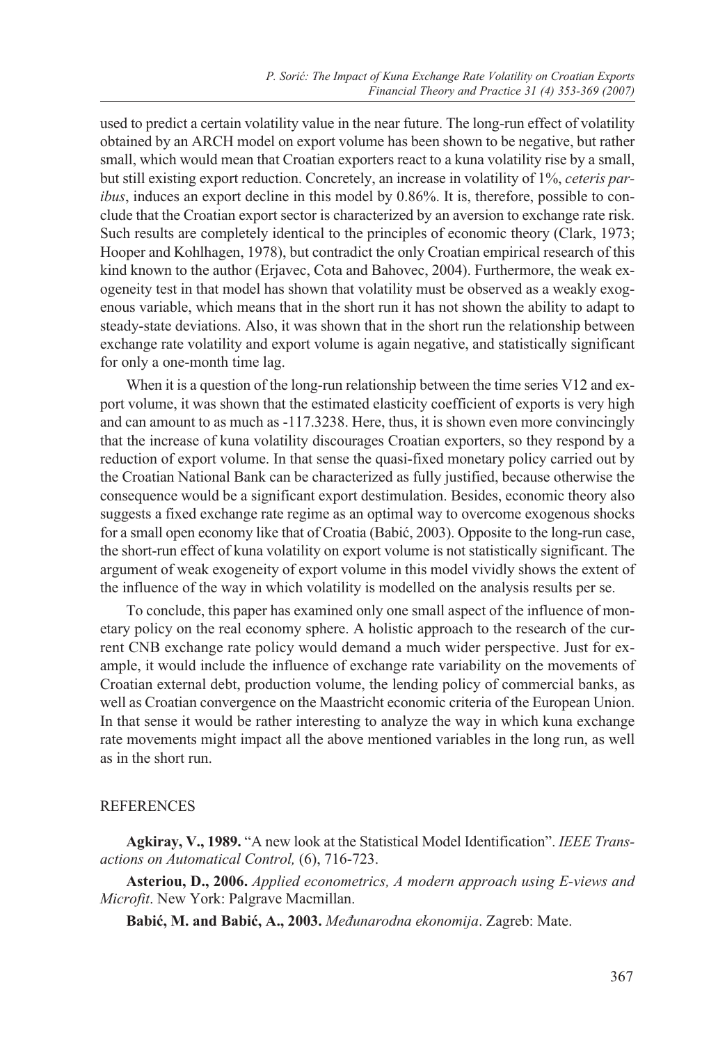used to predict a certain volatility value in the near future. The long-run effect of volatility obtained by an ARCH model on export volume has been shown to be negative, but rather small, which would mean that Croatian exporters react to a kuna volatility rise by a small, but still existing export reduction. Concretely, an increase in volatility of 1%, *ceteris paribus*, induces an export decline in this model by 0.86%. It is, therefore, possible to conclude that the Croatian export sector is characterized by an aversion to exchange rate risk. Such results are completely identical to the principles of economic theory (Clark, 1973; Hooper and Kohlhagen, 1978), but contradict the only Croatian empirical research of this kind known to the author (Erjavec, Cota and Bahovec, 2004). Furthermore, the weak exogeneity test in that model has shown that volatility must be observed as a weakly exogenous variable, which means that in the short run it has not shown the ability to adapt to steady-state deviations. Also, it was shown that in the short run the relationship between exchange rate volatility and export volume is again negative, and statistically significant for only a one-month time lag.

When it is a question of the long-run relationship between the time series V12 and export volume, it was shown that the estimated elasticity coefficient of exports is very high and can amount to as much as -117.3238. Here, thus, it is shown even more convincingly that the increase of kuna volatility discourages Croatian exporters, so they respond by a reduction of export volume. In that sense the quasi-fixed monetary policy carried out by the Croatian National Bank can be characterized as fully justified, because otherwise the consequence would be a significant export destimulation. Besides, economic theory also suggests a fixed exchange rate regime as an optimal way to overcome exogenous shocks for a small open economy like that of Croatia (Babić, 2003). Opposite to the long-run case, the short-run effect of kuna volatility on export volume is not statistically significant. The argument of weak exogeneity of export volume in this model vividly shows the extent of the influence of the way in which volatility is modelled on the analysis results per se.

To conclude, this paper has examined only one small aspect of the influence of monetary policy on the real economy sphere. A holistic approach to the research of the current CNB exchange rate policy would demand a much wider perspective. Just for example, it would include the influence of exchange rate variability on the movements of Croatian external debt, production volume, the lending policy of commercial banks, as well as Croatian convergence on the Maastricht economic criteria of the European Union. In that sense it would be rather interesting to analyze the way in which kuna exchange rate movements might impact all the above mentioned variables in the long run, as well as in the short run.

## REFERENCES

**Agkiray, V., 1989.** "A new look at the Statistical Model Identification". *IEEE Transactions on Automatical Control,* (6), 716-723.

**Asteriou, D., 2006.** *Applied econometrics, A modern approach using E-views and Microfit*. New York: Palgrave Macmillan.

**Babić, M. and Babić, A., 2003.** *Međunarodna ekonomija*. Zagreb: Mate.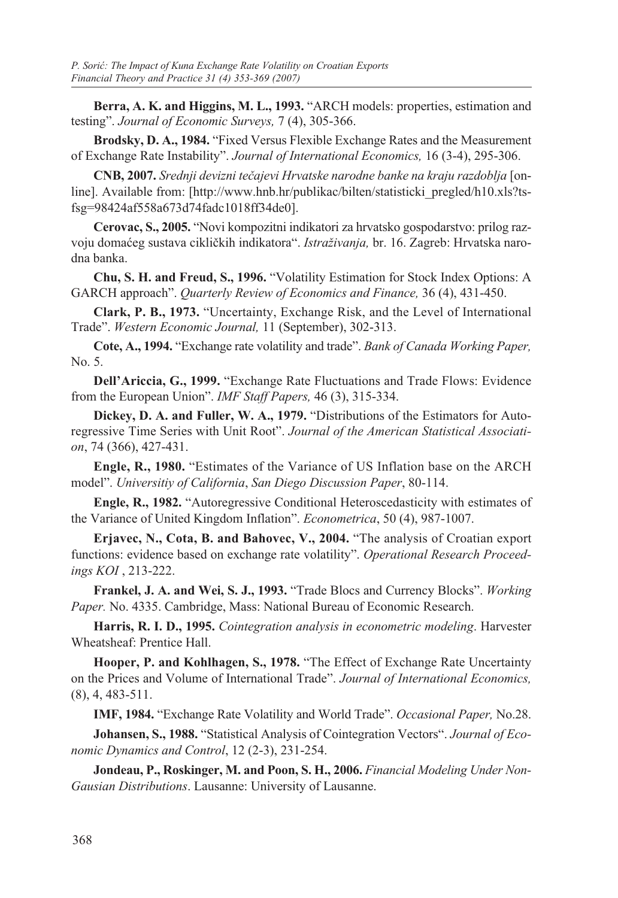**Berra, A. K. and Higgins, M. L., 1993.** "ARCH models: properties, estimation and testing". *Journal of Economic Surveys,* 7 (4), 305-366.

**Brodsky, D. A., 1984.** "Fixed Versus Flexible Exchange Rates and the Measurement of Exchange Rate Instability". *Journal of International Economics,* 16 (3-4), 295-306.

**CNB, 2007.** *Srednji devizni tečajevi Hrvatske narodne banke na kraju razdoblja* [online]. Available from: [http://www.hnb.hr/publikac/bilten/statisticki_pregled/h10.xls?tsfsg=98424af558a673d74fadc1018ff34de0].

**Cerovac, S., 2005.** "Novi kompozitni indikatori za hrvatsko gospodarstvo: prilog razvoju domaćeg sustava cikličkih indikatora". *Istraživanja,* br. 16. Zagreb: Hrvatska narodna banka.

**Chu, S. H. and Freud, S., 1996.** "Volatility Estimation for Stock Index Options: A GARCH approach". *Quarterly Review of Economics and Finance,* 36 (4), 431-450.

**Clark, P. B., 1973.** "Uncertainty, Exchange Risk, and the Level of International Trade". *Western Economic Journal,* 11 (September), 302-313.

**Cote, A., 1994.** "Exchange rate volatility and trade". *Bank of Canada Working Paper,* No. 5.

**Dell'Ariccia, G., 1999.** "Exchange Rate Fluctuations and Trade Flows: Evidence from the European Union". *IMF Staff Papers,* 46 (3), 315-334.

**Dickey, D. A. and Fuller, W. A., 1979.** "Distributions of the Estimators for Autoregressive Time Series with Unit Root". *Journal of the American Statistical Association*, 74 (366), 427-431.

**Engle, R., 1980.** "Estimates of the Variance of US Inflation base on the ARCH model". *Universitiy of California*, *San Diego Discussion Paper*, 80-114.

**Engle, R., 1982.** "Autoregressive Conditional Heteroscedasticity with estimates of the Variance of United Kingdom Inflation". *Econometrica*, 50 (4), 987-1007.

**Erjavec, N., Cota, B. and Bahovec, V., 2004.** "The analysis of Croatian export functions: evidence based on exchange rate volatility". *Operational Research Proceedings KOI* , 213-222.

**Frankel, J. A. and Wei, S. J., 1993.** "Trade Blocs and Currency Blocks". *Working Paper.* No. 4335. Cambridge, Mass: National Bureau of Economic Research.

**Harris, R. I. D., 1995.** *Cointegration analysis in econometric modeling*. Harvester Wheatsheaf: Prentice Hall.

**Hooper, P. and Kohlhagen, S., 1978.** "The Effect of Exchange Rate Uncertainty on the Prices and Volume of International Trade". *Journal of International Economics,* (8), 4, 483-511.

**IMF, 1984.** "Exchange Rate Volatility and World Trade". *Occasional Paper,* No.28.

**Johansen, S., 1988.** "Statistical Analysis of Cointegration Vectors". *Journal of Economic Dynamics and Control*, 12 (2-3), 231-254.

**Jondeau, P., Roskinger, M. and Poon, S. H., 2006.** *Financial Modeling Under Non-Gausian Distributions*. Lausanne: University of Lausanne.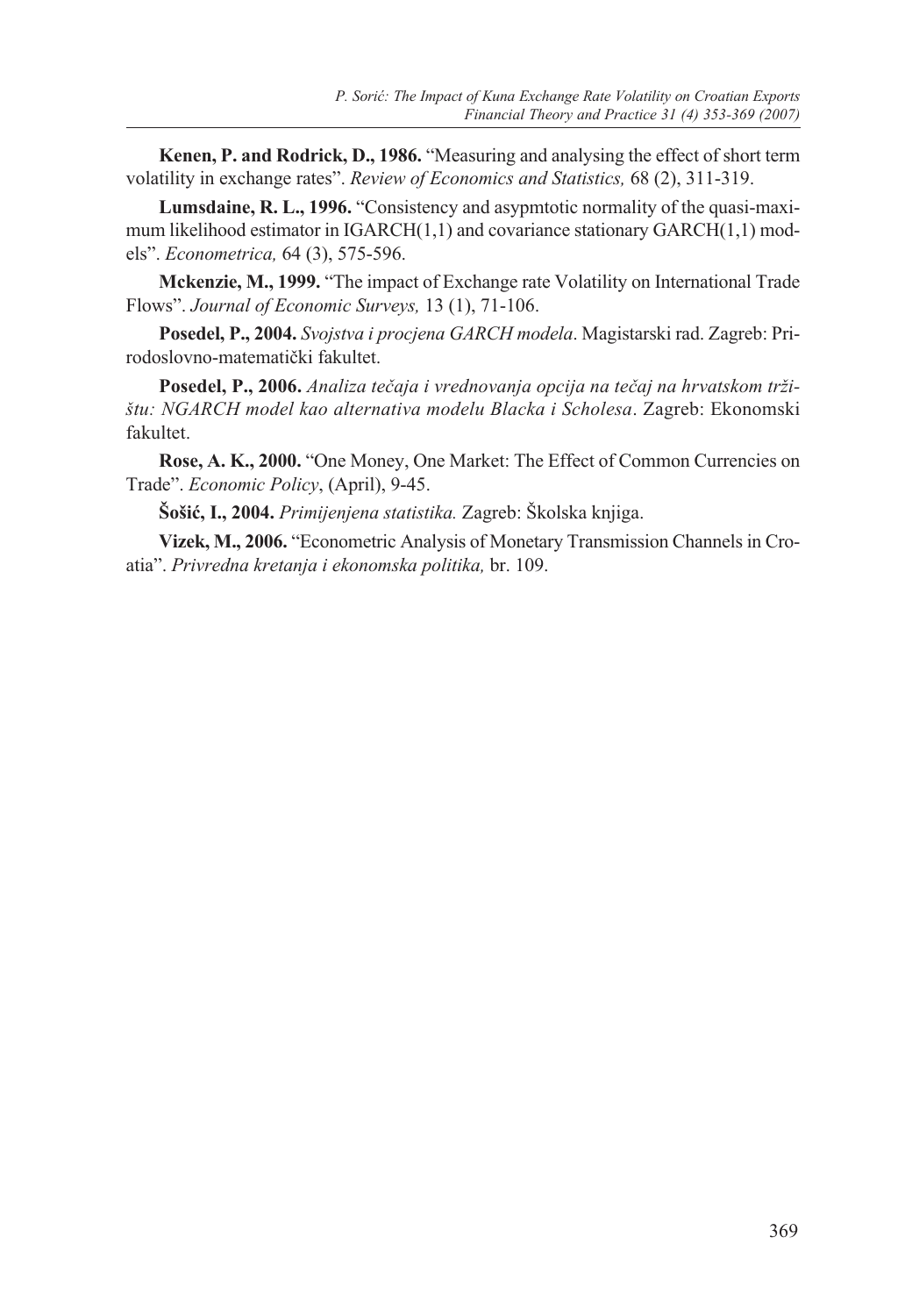**Kenen, P. and Rodrick, D., 1986.** "Measuring and analysing the effect of short term volatility in exchange rates". *Review of Economics and Statistics,* 68 (2), 311-319.

**Lumsdaine, R. L., 1996.** "Consistency and asypmtotic normality of the quasi-maximum likelihood estimator in IGARCH(1,1) and covariance stationary GARCH(1,1) models". *Econometrica,* 64 (3), 575-596.

**Mckenzie, M., 1999.** "The impact of Exchange rate Volatility on International Trade Flows". *Journal of Economic Surveys,* 13 (1), 71-106.

**Posedel, P., 2004.** *Svojstva i procjena GARCH modela*. Magistarski rad. Zagreb: Prirodoslovno-matematički fakultet.

**Posedel, P., 2006.** *Analiza tečaja i vrednovanja opcija na tečaj na hrvatskom tržištu: NGARCH model kao alternativa modelu Blacka i Scholesa*. Zagreb: Ekonomski fakultet.

**Rose, A. K., 2000.** "One Money, One Market: The Effect of Common Currencies on Trade". *Economic Policy*, (April), 9-45.

**Šošić, I., 2004.** *Primijenjena statistika.* Zagreb: Školska knjiga.

**Vizek, M., 2006.** "Econometric Analysis of Monetary Transmission Channels in Croatia". *Privredna kretanja i ekonomska politika,* br. 109.